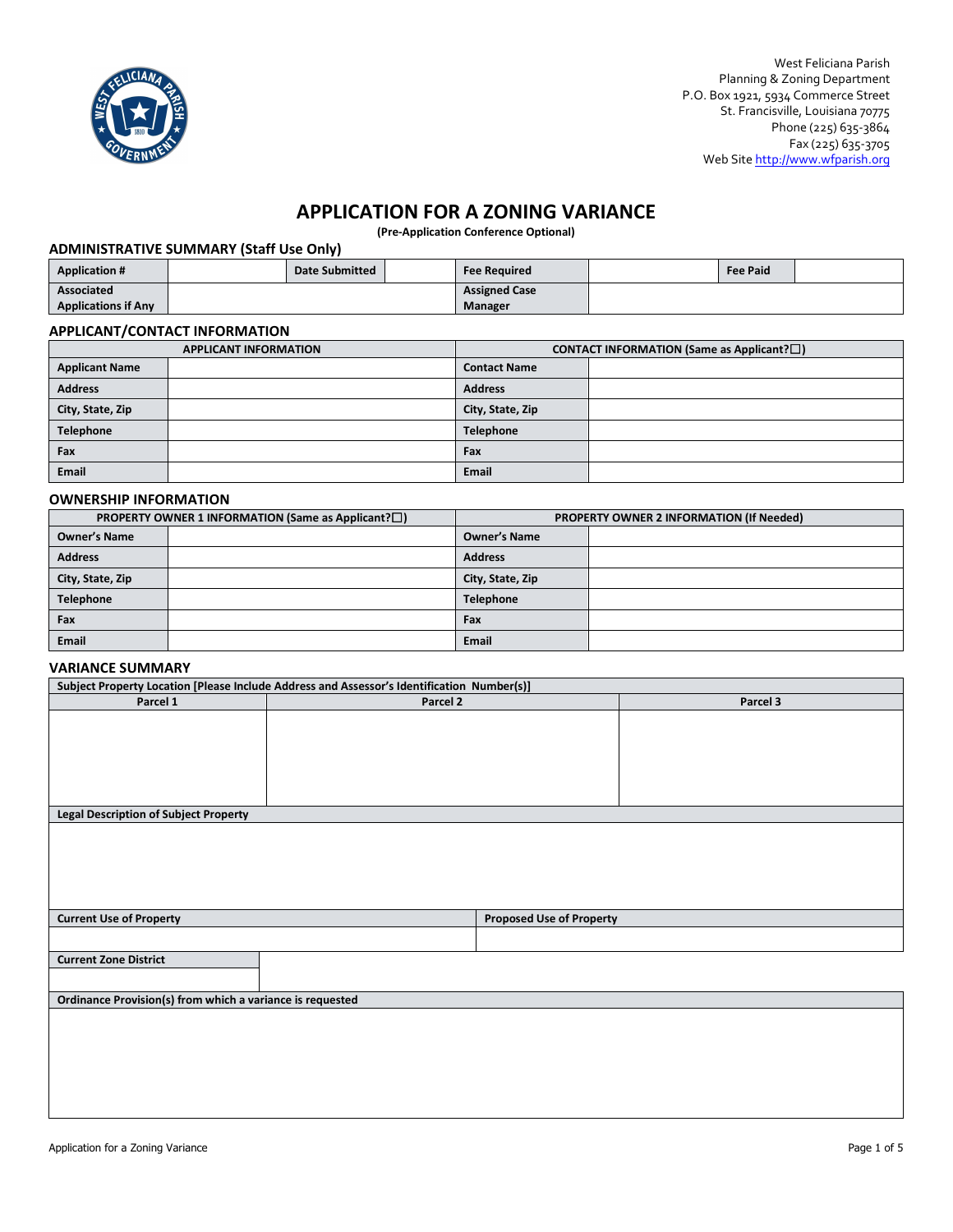West Feliciana Parish
Planning & Zoning Department
P.O. Box 1921, 5934 Commerce Street
St. Francisville, Louisiana 70775
Phone (225) 635-3864
Fax (225) 635-3705
Web Site http://www.wfparish.org

# APPLICATION FOR A ZONING VARIANCE

**(Pre-Application Conference Optional)**

### ADMINISTRATIVE SUMMARY (Staff Use Only)

| Application # | | Date Submitted | | Fee Required | | Fee Paid | |
|---|---|---|---|---|---|---|---|
| Associated Applications if Any | | | | Assigned Case Manager | | | |

### APPLICANT/CONTACT INFORMATION

| APPLICANT INFORMATION | | CONTACT INFORMATION (Same as Applicant?☐) | |
|---|---|---|---|
| Applicant Name | | Contact Name | |
| Address | | Address | |
| City, State, Zip | | City, State, Zip | |
| Telephone | | Telephone | |
| Fax | | Fax | |
| Email | | Email | |

### OWNERSHIP INFORMATION

| PROPERTY OWNER 1 INFORMATION (Same as Applicant?☐) | | PROPERTY OWNER 2 INFORMATION (If Needed) | |
|---|---|---|---|
| Owner's Name | | Owner's Name | |
| Address | | Address | |
| City, State, Zip | | City, State, Zip | |
| Telephone | | Telephone | |
| Fax | | Fax | |
| Email | | Email | |

### VARIANCE SUMMARY

| Subject Property Location [Please Include Address and Assessor's Identification Number(s)] | | |
|---|---|---|
| Parcel 1 | Parcel 2 | Parcel 3 |
| | | |

| Legal Description of Subject Property |
|---|
| |

| Current Use of Property | Proposed Use of Property |
|---|---|
| | |

| Current Zone District |
|---|
| |

| Ordinance Provision(s) from which a variance is requested |
|---|
| |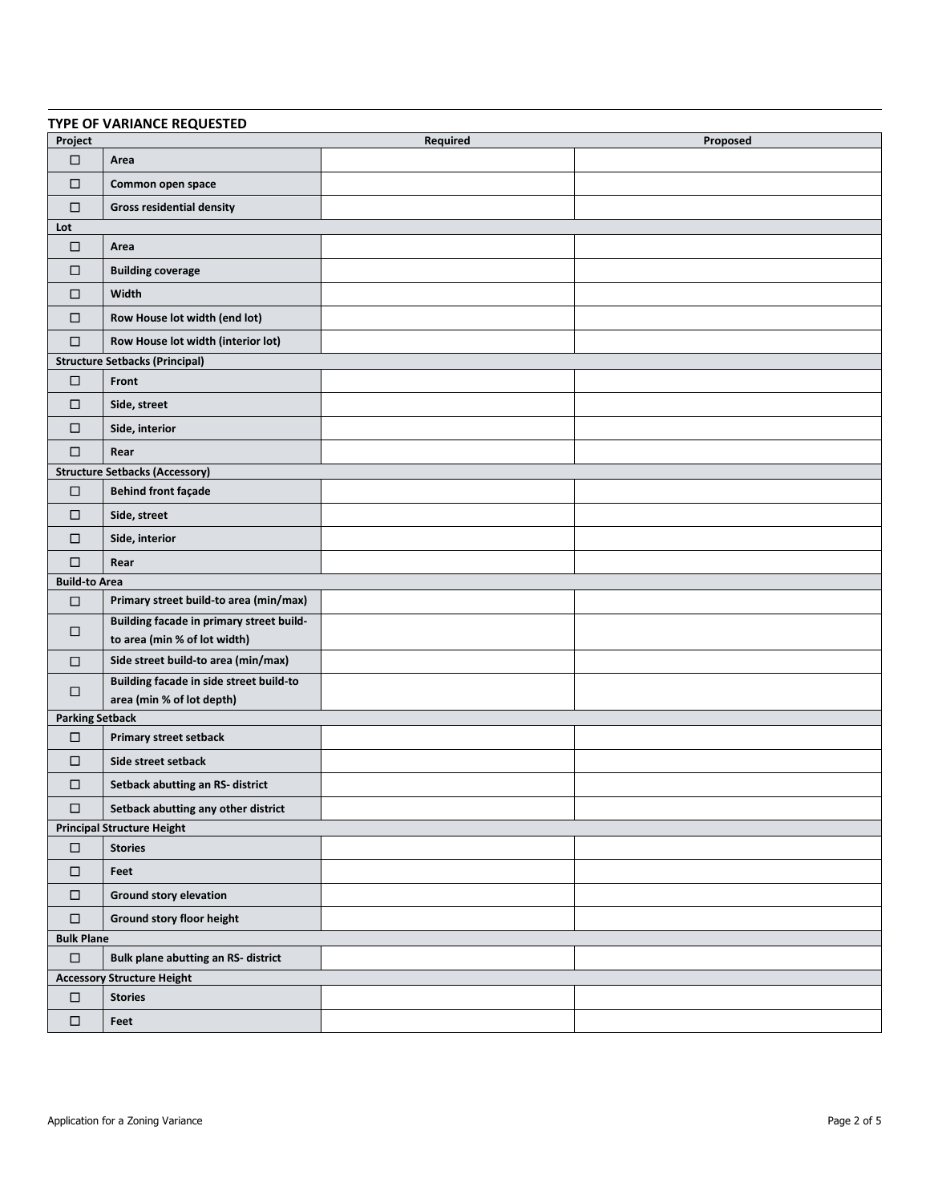## TYPE OF VARIANCE REQUESTED

| Project | | Required | Proposed |
|---|---|---|---|
| ☐ | **Area** | | |
| ☐ | **Common open space** | | |
| ☐ | **Gross residential density** | | |
| **Lot** | | | |
| ☐ | **Area** | | |
| ☐ | **Building coverage** | | |
| ☐ | **Width** | | |
| ☐ | **Row House lot width (end lot)** | | |
| ☐ | **Row House lot width (interior lot)** | | |
| **Structure Setbacks (Principal)** | | | |
| ☐ | **Front** | | |
| ☐ | **Side, street** | | |
| ☐ | **Side, interior** | | |
| ☐ | **Rear** | | |
| **Structure Setbacks (Accessory)** | | | |
| ☐ | **Behind front façade** | | |
| ☐ | **Side, street** | | |
| ☐ | **Side, interior** | | |
| ☐ | **Rear** | | |
| **Build-to Area** | | | |
| ☐ | **Primary street build-to area (min/max)** | | |
| ☐ | **Building facade in primary street build-to area (min % of lot width)** | | |
| ☐ | **Side street build-to area (min/max)** | | |
| ☐ | **Building facade in side street build-to area (min % of lot depth)** | | |
| **Parking Setback** | | | |
| ☐ | **Primary street setback** | | |
| ☐ | **Side street setback** | | |
| ☐ | **Setback abutting an RS- district** | | |
| ☐ | **Setback abutting any other district** | | |
| **Principal Structure Height** | | | |
| ☐ | **Stories** | | |
| ☐ | **Feet** | | |
| ☐ | **Ground story elevation** | | |
| ☐ | **Ground story floor height** | | |
| **Bulk Plane** | | | |
| ☐ | **Bulk plane abutting an RS- district** | | |
| **Accessory Structure Height** | | | |
| ☐ | **Stories** | | |
| ☐ | **Feet** | | |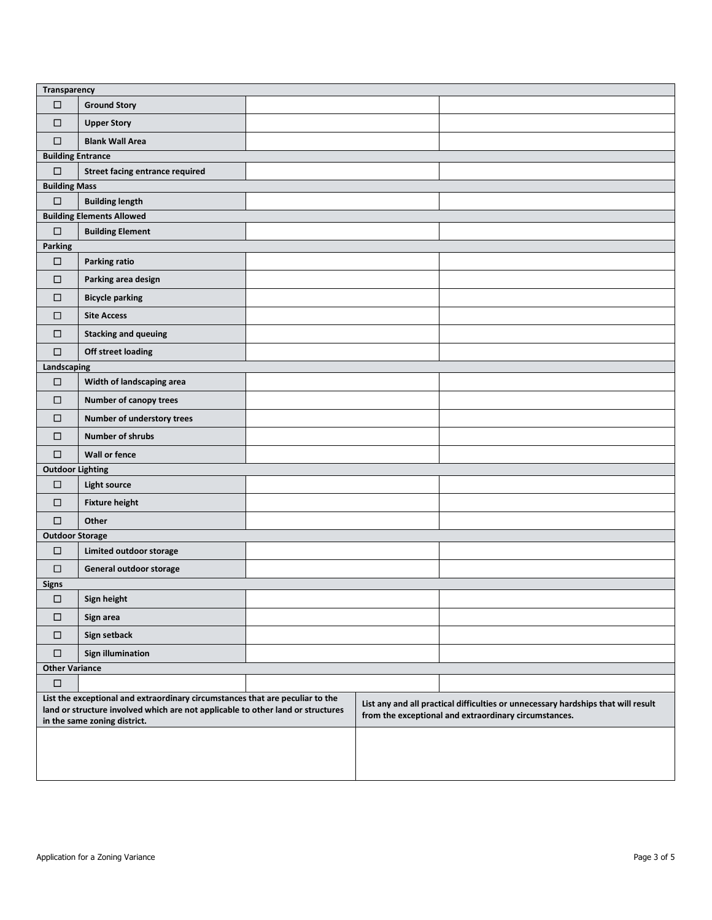| Transparency | | | |
|---|---|---|---|
| ☐ | **Ground Story** | | |
| ☐ | **Upper Story** | | |
| ☐ | **Blank Wall Area** | | |
| **Building Entrance** | | | |
| ☐ | **Street facing entrance required** | | |
| **Building Mass** | | | |
| ☐ | **Building length** | | |
| **Building Elements Allowed** | | | |
| ☐ | **Building Element** | | |
| **Parking** | | | |
| ☐ | **Parking ratio** | | |
| ☐ | **Parking area design** | | |
| ☐ | **Bicycle parking** | | |
| ☐ | **Site Access** | | |
| ☐ | **Stacking and queuing** | | |
| ☐ | **Off street loading** | | |
| **Landscaping** | | | |
| ☐ | **Width of landscaping area** | | |
| ☐ | **Number of canopy trees** | | |
| ☐ | **Number of understory trees** | | |
| ☐ | **Number of shrubs** | | |
| ☐ | **Wall or fence** | | |
| **Outdoor Lighting** | | | |
| ☐ | **Light source** | | |
| ☐ | **Fixture height** | | |
| ☐ | **Other** | | |
| **Outdoor Storage** | | | |
| ☐ | **Limited outdoor storage** | | |
| ☐ | **General outdoor storage** | | |
| **Signs** | | | |
| ☐ | **Sign height** | | |
| ☐ | **Sign area** | | |
| ☐ | **Sign setback** | | |
| ☐ | **Sign illumination** | | |
| **Other Variance** | | | |
| ☐ | | | |

| List the exceptional and extraordinary circumstances that are peculiar to the land or structure involved which are not applicable to other land or structures in the same zoning district. | List any and all practical difficulties or unnecessary hardships that will result from the exceptional and extraordinary circumstances. |
|---|---|
| | |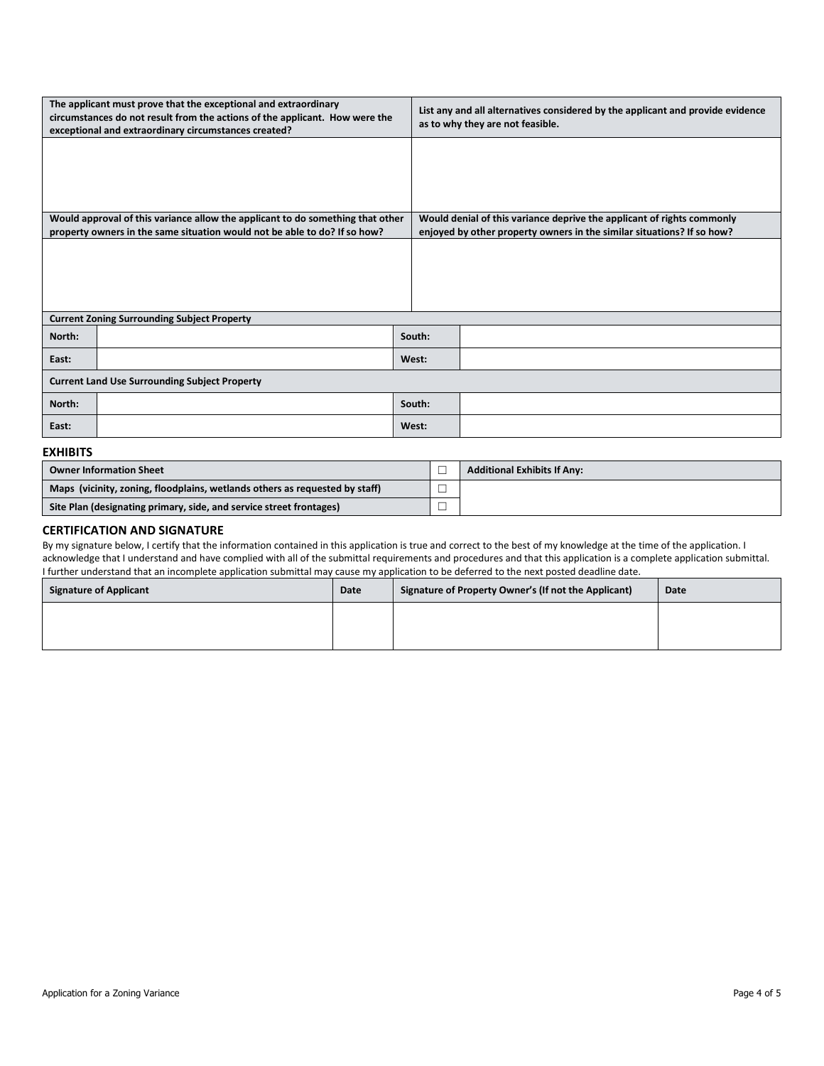| The applicant must prove that the exceptional and extraordinary circumstances do not result from the actions of the applicant. How were the exceptional and extraordinary circumstances created? | List any and all alternatives considered by the applicant and provide evidence as to why they are not feasible. |
|---|---|
| | |
| **Would approval of this variance allow the applicant to do something that other property owners in the same situation would not be able to do? If so how?** | **Would denial of this variance deprive the applicant of rights commonly enjoyed by other property owners in the similar situations? If so how?** |
| | |

| Current Zoning Surrounding Subject Property | | | |
|---|---|---|---|
| **North:** | | **South:** | |
| **East:** | | **West:** | |

| Current Land Use Surrounding Subject Property | | | |
|---|---|---|---|
| **North:** | | **South:** | |
| **East:** | | **West:** | |

## EXHIBITS

| Owner Information Sheet | ☐ | Additional Exhibits If Any: |
|---|---|---|
| **Maps (vicinity, zoning, floodplains, wetlands others as requested by staff)** | ☐ | |
| **Site Plan (designating primary, side, and service street frontages)** | ☐ | |

## CERTIFICATION AND SIGNATURE

By my signature below, I certify that the information contained in this application is true and correct to the best of my knowledge at the time of the application. I acknowledge that I understand and have complied with all of the submittal requirements and procedures and that this application is a complete application submittal. I further understand that an incomplete application submittal may cause my application to be deferred to the next posted deadline date.

| Signature of Applicant | Date | Signature of Property Owner's (If not the Applicant) | Date |
|---|---|---|---|
| | | | |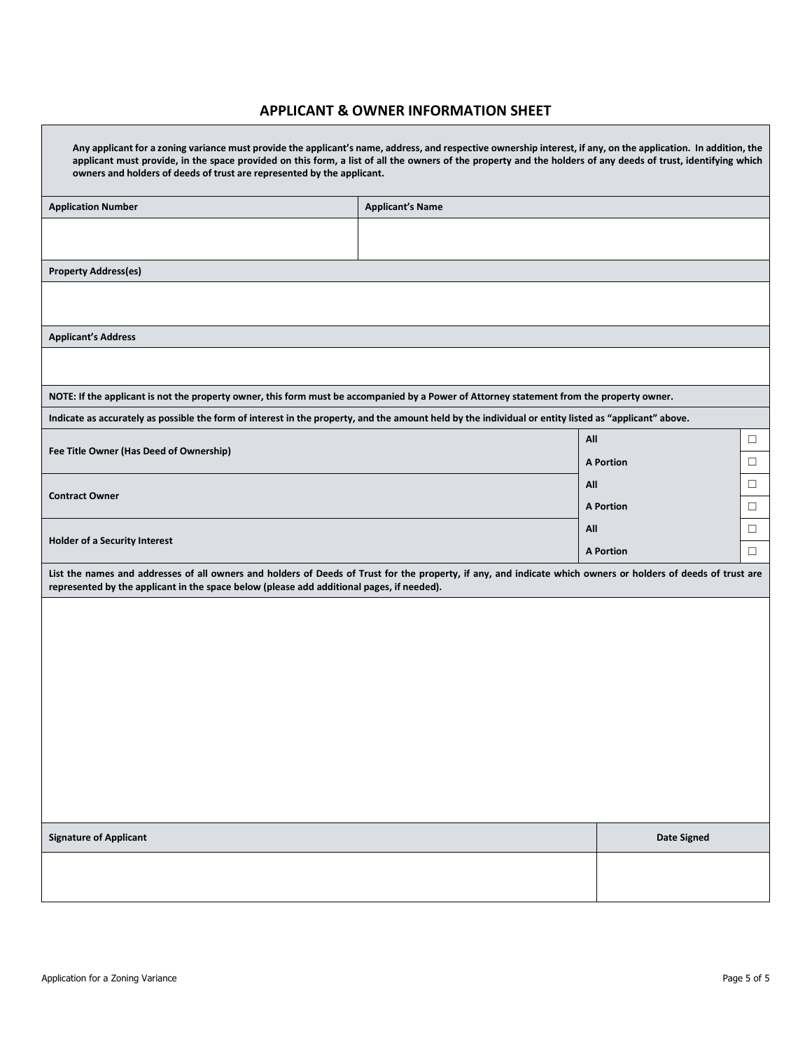## APPLICANT & OWNER INFORMATION SHEET

**Any applicant for a zoning variance must provide the applicant's name, address, and respective ownership interest, if any, on the application. In addition, the applicant must provide, in the space provided on this form, a list of all the owners of the property and the holders of any deeds of trust, identifying which owners and holders of deeds of trust are represented by the applicant.**

| **Application Number** | **Applicant's Name** |
|---|---|
| | |

**Property Address(es)**

&nbsp;

**Applicant's Address**

&nbsp;

**NOTE: If the applicant is not the property owner, this form must be accompanied by a Power of Attorney statement from the property owner.**

**Indicate as accurately as possible the form of interest in the property, and the amount held by the individual or entity listed as "applicant" above.**

| | | |
|---|---|---|
| **Fee Title Owner (Has Deed of Ownership)** | **All** | ☐ |
| | **A Portion** | ☐ |
| **Contract Owner** | **All** | ☐ |
| | **A Portion** | ☐ |
| **Holder of a Security Interest** | **All** | ☐ |
| | **A Portion** | ☐ |

**List the names and addresses of all owners and holders of Deeds of Trust for the property, if any, and indicate which owners or holders of deeds of trust are represented by the applicant in the space below (please add additional pages, if needed).**

&nbsp;

| **Signature of Applicant** | **Date Signed** |
|---|---|
| | |